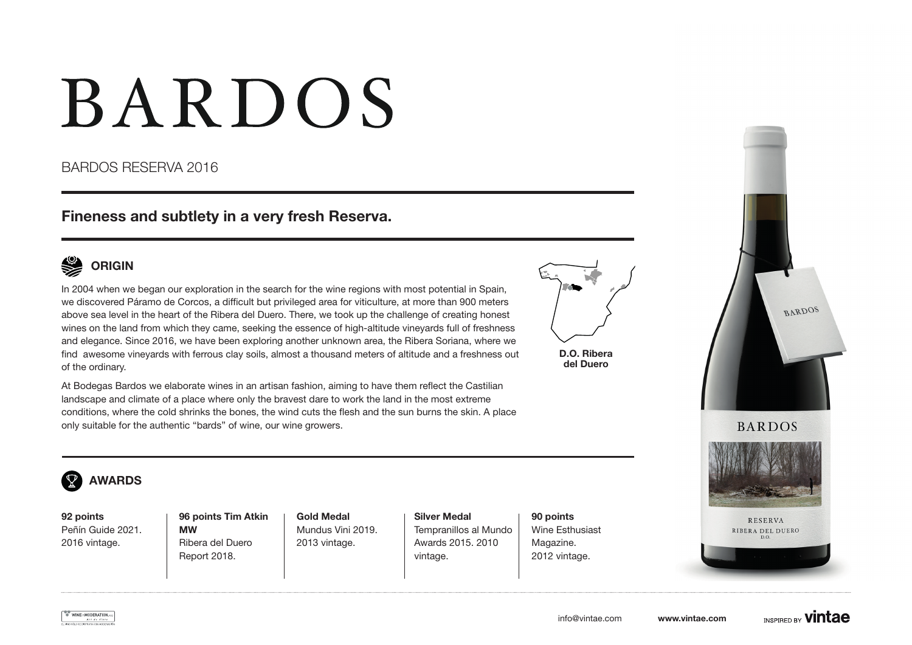# BARDOS

BARDOS RESERVA 2016

## Fineness and subtlety in a very fresh Reserva.

### ORIGIN

In 2004 when we began our exploration in the search for the wine regions with most potential in Spain, we discovered Páramo de Corcos, a difficult but privileged area for viticulture, at more than 900 meters above sea level in the heart of the Ribera del Duero. There, we took up the challenge of creating honest wines on the land from which they came, seeking the essence of high-altitude vineyards full of freshness and elegance. Since 2016, we have been exploring another unknown area, the Ribera Soriana, where we find awesome vineyards with ferrous clay soils, almost a thousand meters of altitude and a freshness out of the ordinary.

At Bodegas Bardos we elaborate wines in an artisan fashion, aiming to have them reflect the Castilian landscape and climate of a place where only the bravest dare to work the land in the most extreme conditions, where the cold shrinks the bones, the wind cuts the flesh and the sun burns the skin. A place only suitable for the authentic "bards" of wine, our wine growers.

**D.O. Ribera del Duero**

### AWARDS

**92 points**
Peñín Guide 2021. 2016 vintage.

**96 points Tim Atkin MW**
Ribera del Duero Report 2018.

**Gold Medal**
Mundus Vini 2019. 2013 vintage.

**Silver Medal**
Tempranillos al Mundo Awards 2015. 2010 vintage.

**90 points**
Wine Esthusiast Magazine. 2012 vintage.

info@vintae.com **www.vintae.com** INSPIRED BY **vintae**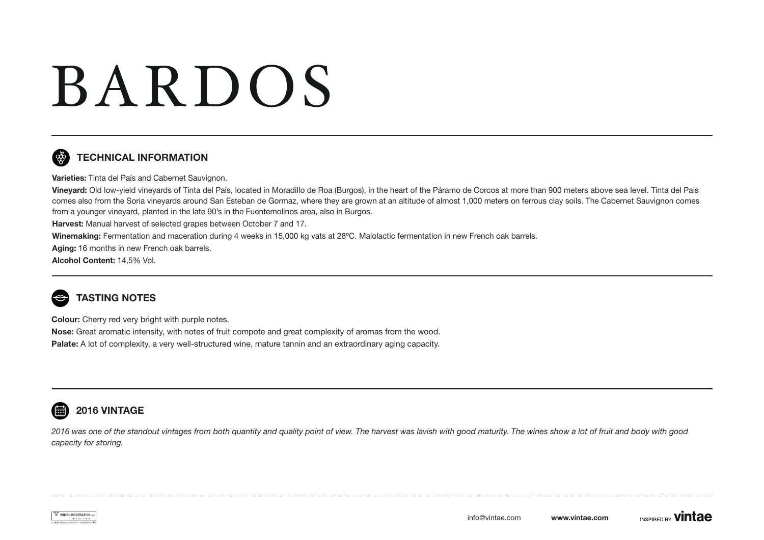# BARDOS

## TECHNICAL INFORMATION

**Varieties:** Tinta del País and Cabernet Sauvignon.

**Vineyard:** Old low-yield vineyards of Tinta del País, located in Moradillo de Roa (Burgos), in the heart of the Páramo de Corcos at more than 900 meters above sea level. Tinta del Pais comes also from the Soria vineyards around San Esteban de Gormaz, where they are grown at an altitude of almost 1,000 meters on ferrous clay soils. The Cabernet Sauvignon comes from a younger vineyard, planted in the late 90's in the Fuentemolinos area, also in Burgos.

**Harvest:** Manual harvest of selected grapes between October 7 and 17.

**Winemaking:** Fermentation and maceration during 4 weeks in 15,000 kg vats at 28ºC. Malolactic fermentation in new French oak barrels.

**Aging:** 16 months in new French oak barrels.

**Alcohol Content:** 14,5% Vol.

## TASTING NOTES

**Colour:** Cherry red very bright with purple notes.

**Nose:** Great aromatic intensity, with notes of fruit compote and great complexity of aromas from the wood.

**Palate:** A lot of complexity, a very well-structured wine, mature tannin and an extraordinary aging capacity.

## 2016 VINTAGE

*2016 was one of the standout vintages from both quantity and quality point of view. The harvest was lavish with good maturity. The wines show a lot of fruit and body with good capacity for storing.*

info@vintae.com **www.vintae.com** INSPIRED BY **vintae**